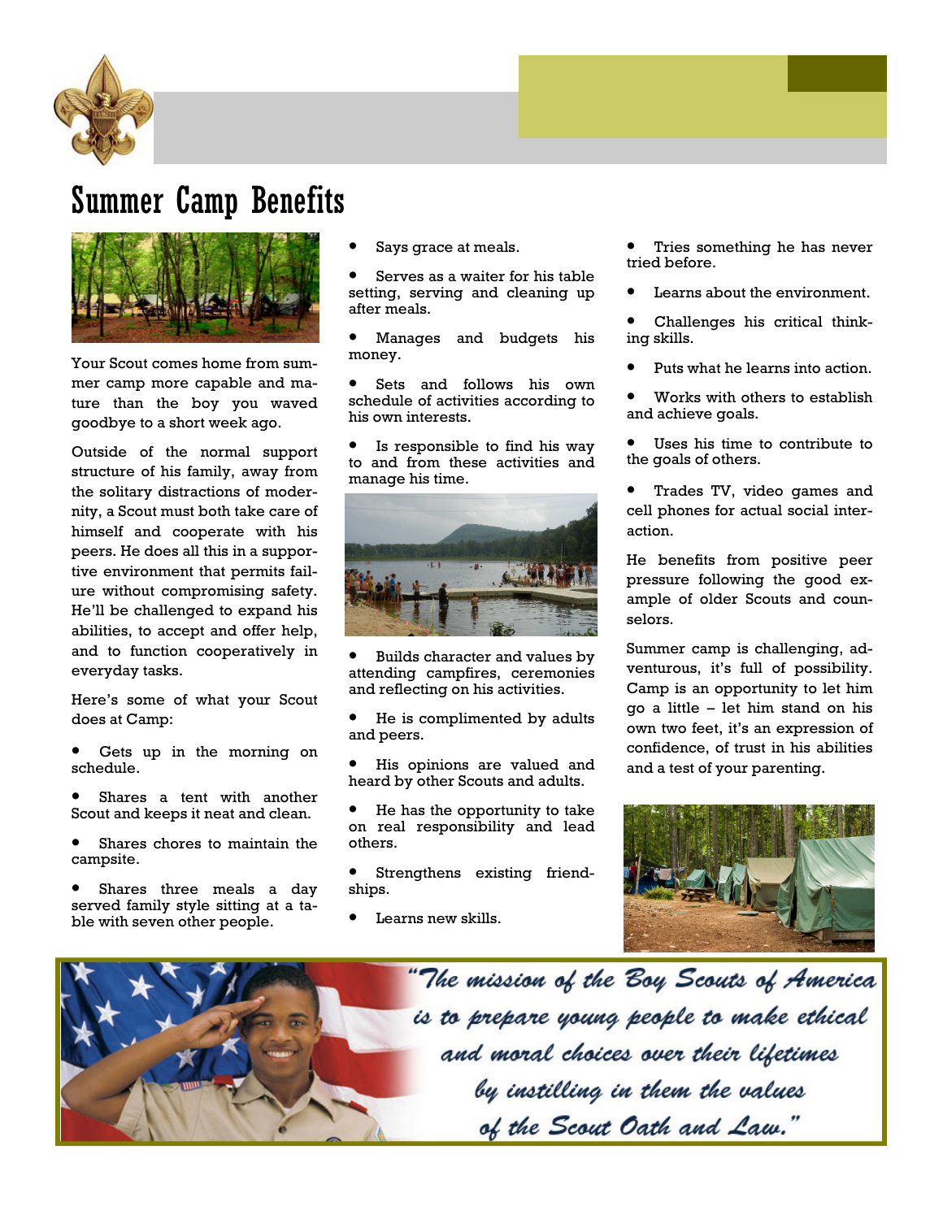# Summer Camp Benefits

Your Scout comes home from summer camp more capable and mature than the boy you waved goodbye to a short week ago.

Outside of the normal support structure of his family, away from the solitary distractions of modernity, a Scout must both take care of himself and cooperate with his peers. He does all this in a supportive environment that permits failure without compromising safety. He'll be challenged to expand his abilities, to accept and offer help, and to function cooperatively in everyday tasks.

Here's some of what your Scout does at Camp:

- Gets up in the morning on schedule.
- Shares a tent with another Scout and keeps it neat and clean.
- Shares chores to maintain the campsite.
- Shares three meals a day served family style sitting at a table with seven other people.
- Says grace at meals.
- Serves as a waiter for his table setting, serving and cleaning up after meals.
- Manages and budgets his money.
- Sets and follows his own schedule of activities according to his own interests.
- Is responsible to find his way to and from these activities and manage his time.
- Builds character and values by attending campfires, ceremonies and reflecting on his activities.
- He is complimented by adults and peers.
- His opinions are valued and heard by other Scouts and adults.
- He has the opportunity to take on real responsibility and lead others.
- Strengthens existing friendships.
- Learns new skills.
- Tries something he has never tried before.
- Learns about the environment.
- Challenges his critical thinking skills.
- Puts what he learns into action.
- Works with others to establish and achieve goals.
- Uses his time to contribute to the goals of others.
- Trades TV, video games and cell phones for actual social interaction.

He benefits from positive peer pressure following the good example of older Scouts and counselors.

Summer camp is challenging, adventurous, it's full of possibility. Camp is an opportunity to let him go a little – let him stand on his own two feet, it's an expression of confidence, of trust in his abilities and a test of your parenting.

*"The mission of the Boy Scouts of America is to prepare young people to make ethical and moral choices over their lifetimes by instilling in them the values of the Scout Oath and Law."*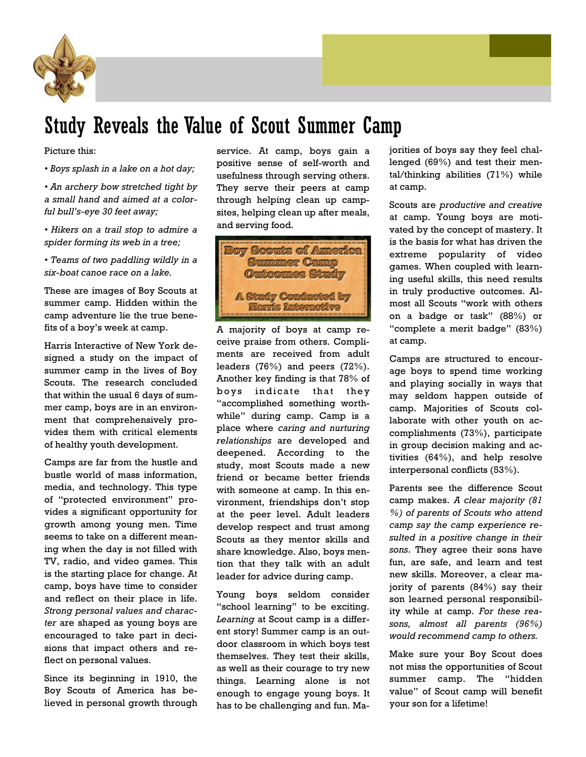# Study Reveals the Value of Scout Summer Camp

Picture this:

*• Boys splash in a lake on a hot day;*

*• An archery bow stretched tight by a small hand and aimed at a colorful bull's-eye 30 feet away;*

*• Hikers on a trail stop to admire a spider forming its web in a tree;*

*• Teams of two paddling wildly in a six-boat canoe race on a lake.*

These are images of Boy Scouts at summer camp. Hidden within the camp adventure lie the true benefits of a boy's week at camp.

Harris Interactive of New York designed a study on the impact of summer camp in the lives of Boy Scouts. The research concluded that within the usual 6 days of summer camp, boys are in an environment that comprehensively provides them with critical elements of healthy youth development.

Camps are far from the hustle and bustle world of mass information, media, and technology. This type of "protected environment" provides a significant opportunity for growth among young men. Time seems to take on a different meaning when the day is not filled with TV, radio, and video games. This is the starting place for change. At camp, boys have time to consider and reflect on their place in life. *Strong personal values and character* are shaped as young boys are encouraged to take part in decisions that impact others and reflect on personal values.

Since its beginning in 1910, the Boy Scouts of America has believed in personal growth through service. At camp, boys gain a positive sense of self-worth and usefulness through serving others. They serve their peers at camp through helping clean up campsites, helping clean up after meals, and serving food.

Boy Scouts of America Summer Camp Outcomes Study

A Study Conducted by Harris Interactive

A majority of boys at camp receive praise from others. Compliments are received from adult leaders (76%) and peers (72%). Another key finding is that 78% of boys indicate that they "accomplished something worthwhile" during camp. Camp is a place where *caring and nurturing relationships* are developed and deepened. According to the study, most Scouts made a new friend or became better friends with someone at camp. In this environment, friendships don't stop at the peer level. Adult leaders develop respect and trust among Scouts as they mentor skills and share knowledge. Also, boys mention that they talk with an adult leader for advice during camp.

Young boys seldom consider "school learning" to be exciting. *Learning* at Scout camp is a different story! Summer camp is an outdoor classroom in which boys test themselves. They test their skills, as well as their courage to try new things. Learning alone is not enough to engage young boys. It has to be challenging and fun. Majorities of boys say they feel challenged (69%) and test their mental/thinking abilities (71%) while at camp.

Scouts are *productive and creative* at camp. Young boys are motivated by the concept of mastery. It is the basis for what has driven the extreme popularity of video games. When coupled with learning useful skills, this need results in truly productive outcomes. Almost all Scouts "work with others on a badge or task" (88%) or "complete a merit badge" (83%) at camp.

Camps are structured to encourage boys to spend time working and playing socially in ways that may seldom happen outside of camp. Majorities of Scouts collaborate with other youth on accomplishments (73%), participate in group decision making and activities (64%), and help resolve interpersonal conflicts (53%).

Parents see the difference Scout camp makes. *A clear majority (81 %) of parents of Scouts who attend camp say the camp experience resulted in a positive change in their sons*. They agree their sons have fun, are safe, and learn and test new skills. Moreover, a clear majority of parents (84%) say their son learned personal responsibility while at camp. *For these reasons, almost all parents (96%) would recommend camp to others.*

Make sure your Boy Scout does not miss the opportunities of Scout summer camp. The "hidden value" of Scout camp will benefit your son for a lifetime!